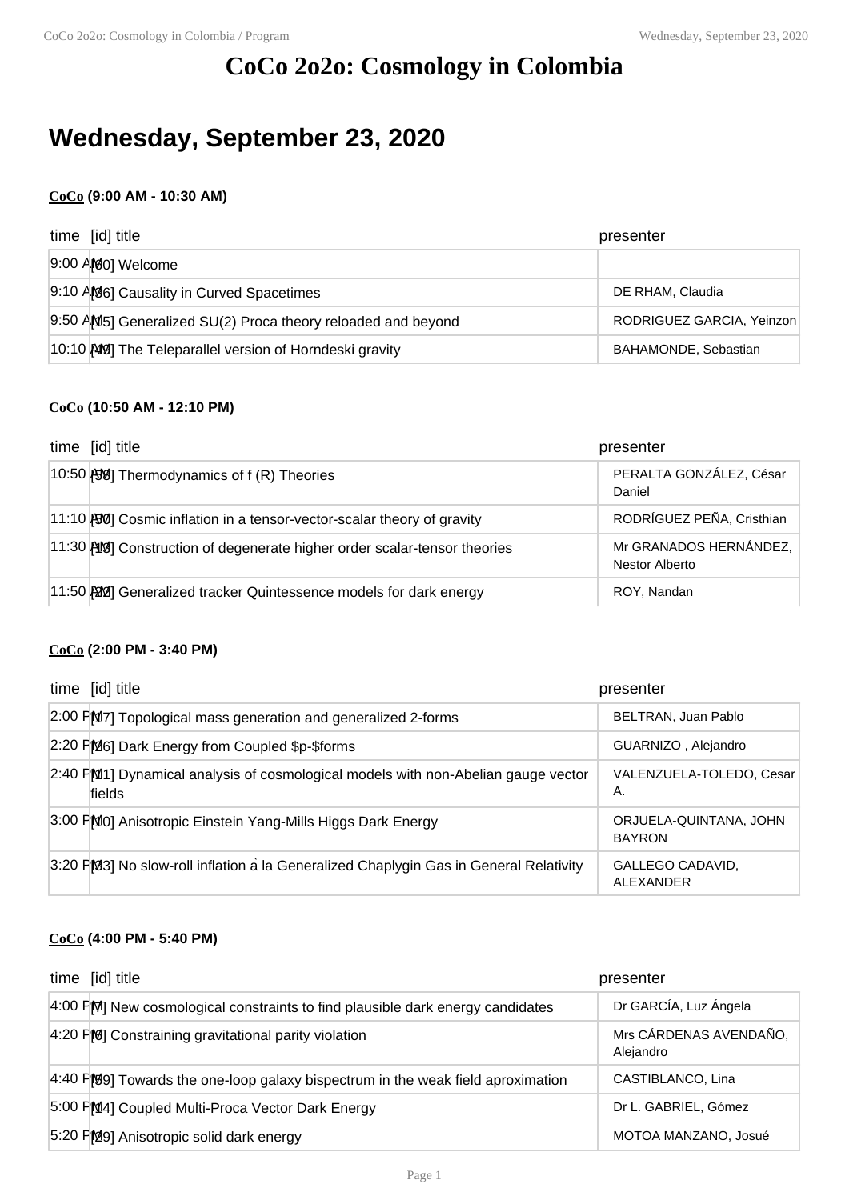# CoCo 2o2o: Cosmology in Colombia

## Wednesday, September 23, 2020

### CoCo (9:00 AM - 10:30 AM)

| time | [id] title | presenter |
|---|---|---|
| 9:00 AM | [0] Welcome | |
| 9:10 AM | [36] Causality in Curved Spacetimes | DE RHAM, Claudia |
| 9:50 AM | [15] Generalized SU(2) Proca theory reloaded and beyond | RODRIGUEZ GARCIA, Yeinzon |
| 10:10 AM | [40] The Teleparallel version of Horndeski gravity | BAHAMONDE, Sebastian |

### CoCo (10:50 AM - 12:10 PM)

| time | [id] title | presenter |
|---|---|---|
| 10:50 AM | [58] Thermodynamics of f (R) Theories | PERALTA GONZÁLEZ, César Daniel |
| 11:10 AM | [50] Cosmic inflation in a tensor-vector-scalar theory of gravity | RODRÍGUEZ PEÑA, Cristhian |
| 11:30 AM | [18] Construction of degenerate higher order scalar-tensor theories | Mr GRANADOS HERNÁNDEZ, Nestor Alberto |
| 11:50 AM | [22] Generalized tracker Quintessence models for dark energy | ROY, Nandan |

### CoCo (2:00 PM - 3:40 PM)

| time | [id] title | presenter |
|---|---|---|
| 2:00 PM | [17] Topological mass generation and generalized 2-forms | BELTRAN, Juan Pablo |
| 2:20 PM | [26] Dark Energy from Coupled $p-$forms | GUARNIZO , Alejandro |
| 2:40 PM | [21] Dynamical analysis of cosmological models with non-Abelian gauge vector fields | VALENZUELA-TOLEDO, Cesar A. |
| 3:00 PM | [10] Anisotropic Einstein Yang-Mills Higgs Dark Energy | ORJUELA-QUINTANA, JOHN BAYRON |
| 3:20 PM | [33] No slow-roll inflation à la Generalized Chaplygin Gas in General Relativity | GALLEGO CADAVID, ALEXANDER |

### CoCo (4:00 PM - 5:40 PM)

| time | [id] title | presenter |
|---|---|---|
| 4:00 PM | [7] New cosmological constraints to find plausible dark energy candidates | Dr GARCÍA, Luz Ángela |
| 4:20 PM | [6] Constraining gravitational parity violation | Mrs CÁRDENAS AVENDAÑO, Alejandro |
| 4:40 PM | [59] Towards the one-loop galaxy bispectrum in the weak field aproximation | CASTIBLANCO, Lina |
| 5:00 PM | [14] Coupled Multi-Proca Vector Dark Energy | Dr L. GABRIEL, Gómez |
| 5:20 PM | [29] Anisotropic solid dark energy | MOTOA MANZANO, Josué |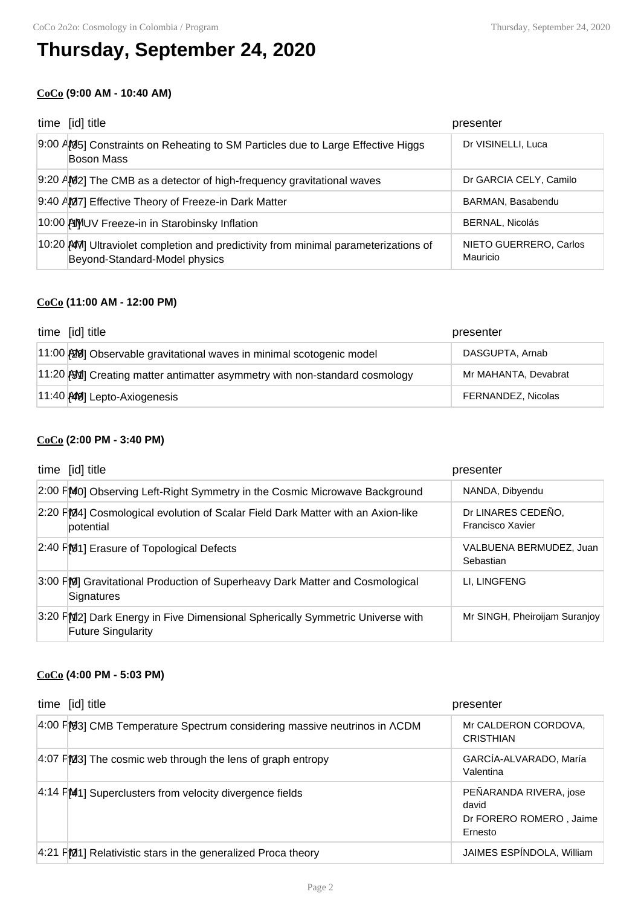# Thursday, September 24, 2020

### CoCo (9:00 AM - 10:40 AM)

| time | [id] title | presenter |
|---|---|---|
| 9:00 AM | [35] Constraints on Reheating to SM Particles due to Large Effective Higgs Boson Mass | Dr VISINELLI, Luca |
| 9:20 AM | [62] The CMB as a detector of high-frequency gravitational waves | Dr GARCIA CELY, Camilo |
| 9:40 AM | [27] Effective Theory of Freeze-in Dark Matter | BARMAN, Basabendu |
| 10:00 AM | [1] UV Freeze-in in Starobinsky Inflation | BERNAL, Nicolás |
| 10:20 AM | [47] Ultraviolet completion and predictivity from minimal parameterizations of Beyond-Standard-Model physics | NIETO GUERRERO, Carlos Mauricio |

### CoCo (11:00 AM - 12:00 PM)

| time | [id] title | presenter |
|---|---|---|
| 11:00 AM | [28] Observable gravitational waves in minimal scotogenic model | DASGUPTA, Arnab |
| 11:20 AM | [31] Creating matter antimatter asymmetry with non-standard cosmology | Mr MAHANTA, Devabrat |
| 11:40 AM | [48] Lepto-Axiogenesis | FERNANDEZ, Nicolas |

### CoCo (2:00 PM - 3:40 PM)

| time | [id] title | presenter |
|---|---|---|
| 2:00 PM | [40] Observing Left-Right Symmetry in the Cosmic Microwave Background | NANDA, Dibyendu |
| 2:20 PM | [24] Cosmological evolution of Scalar Field Dark Matter with an Axion-like potential | Dr LINARES CEDEÑO, Francisco Xavier |
| 2:40 PM | [61] Erasure of Topological Defects | VALBUENA BERMUDEZ, Juan Sebastian |
| 3:00 PM | [9] Gravitational Production of Superheavy Dark Matter and Cosmological Signatures | LI, LINGFENG |
| 3:20 PM | [12] Dark Energy in Five Dimensional Spherically Symmetric Universe with Future Singularity | Mr SINGH, Pheiroijam Suranjoy |

### CoCo (4:00 PM - 5:03 PM)

| time | [id] title | presenter |
|---|---|---|
| 4:00 PM | [63] CMB Temperature Spectrum considering massive neutrinos in ΛCDM | Mr CALDERON CORDOVA, CRISTHIAN |
| 4:07 PM | [23] The cosmic web through the lens of graph entropy | GARCÍA-ALVARADO, María Valentina |
| 4:14 PM | [41] Superclusters from velocity divergence fields | PEÑARANDA RIVERA, jose david<br>Dr FORERO ROMERO , Jaime Ernesto |
| 4:21 PM | [21] Relativistic stars in the generalized Proca theory | JAIMES ESPÍNDOLA, William |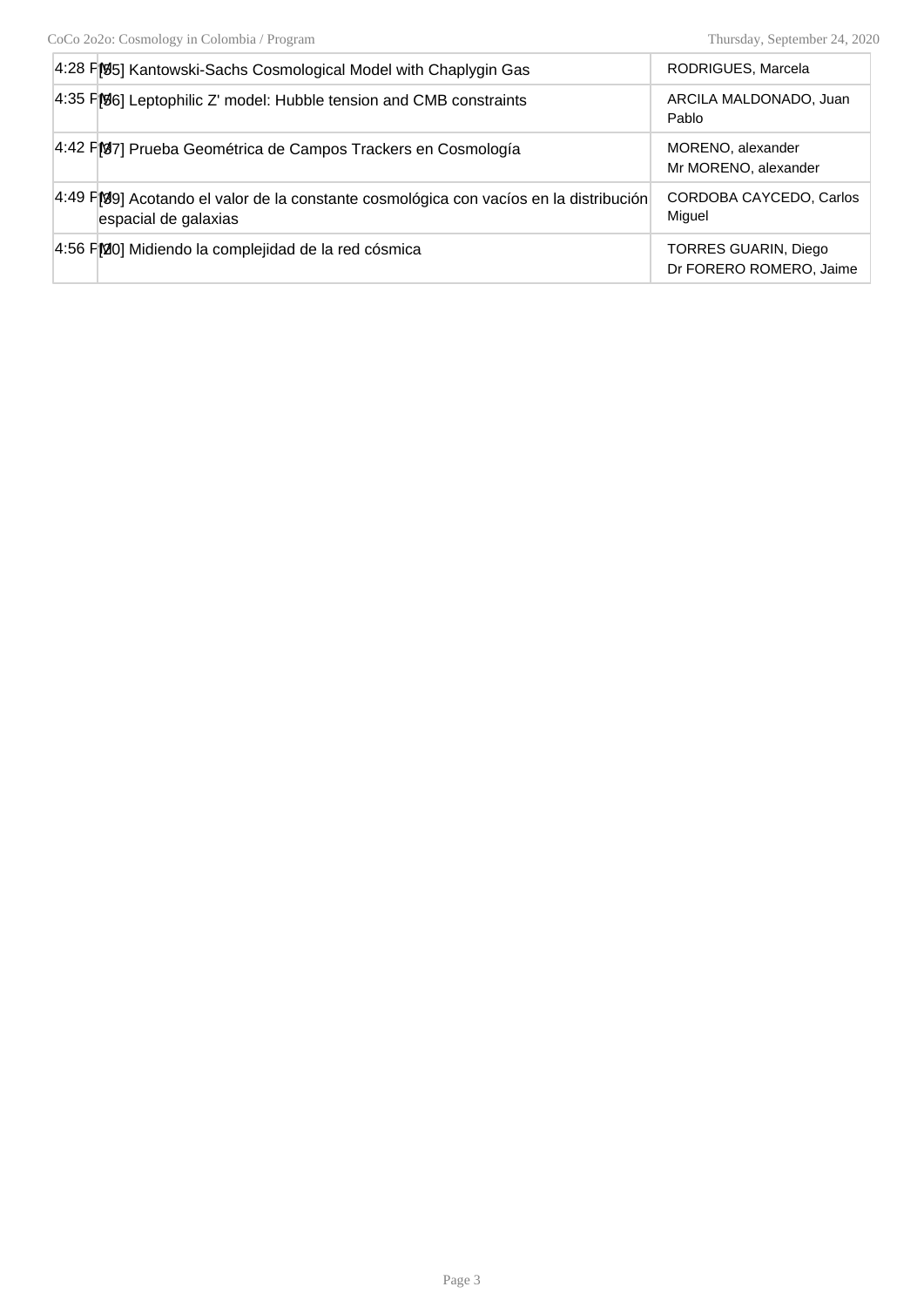| | | |
|---|---|---|
| 4:28 PM | [35] Kantowski-Sachs Cosmological Model with Chaplygin Gas | RODRIGUES, Marcela |
| 4:35 PM | [36] Leptophilic Z' model: Hubble tension and CMB constraints | ARCILA MALDONADO, Juan Pablo |
| 4:42 PM | [37] Prueba Geométrica de Campos Trackers en Cosmología | MORENO, alexander<br>Mr MORENO, alexander |
| 4:49 PM | [39] Acotando el valor de la constante cosmológica con vacíos en la distribución espacial de galaxias | CORDOBA CAYCEDO, Carlos Miguel |
| 4:56 PM | [20] Midiendo la complejidad de la red cósmica | TORRES GUARIN, Diego<br>Dr FORERO ROMERO, Jaime |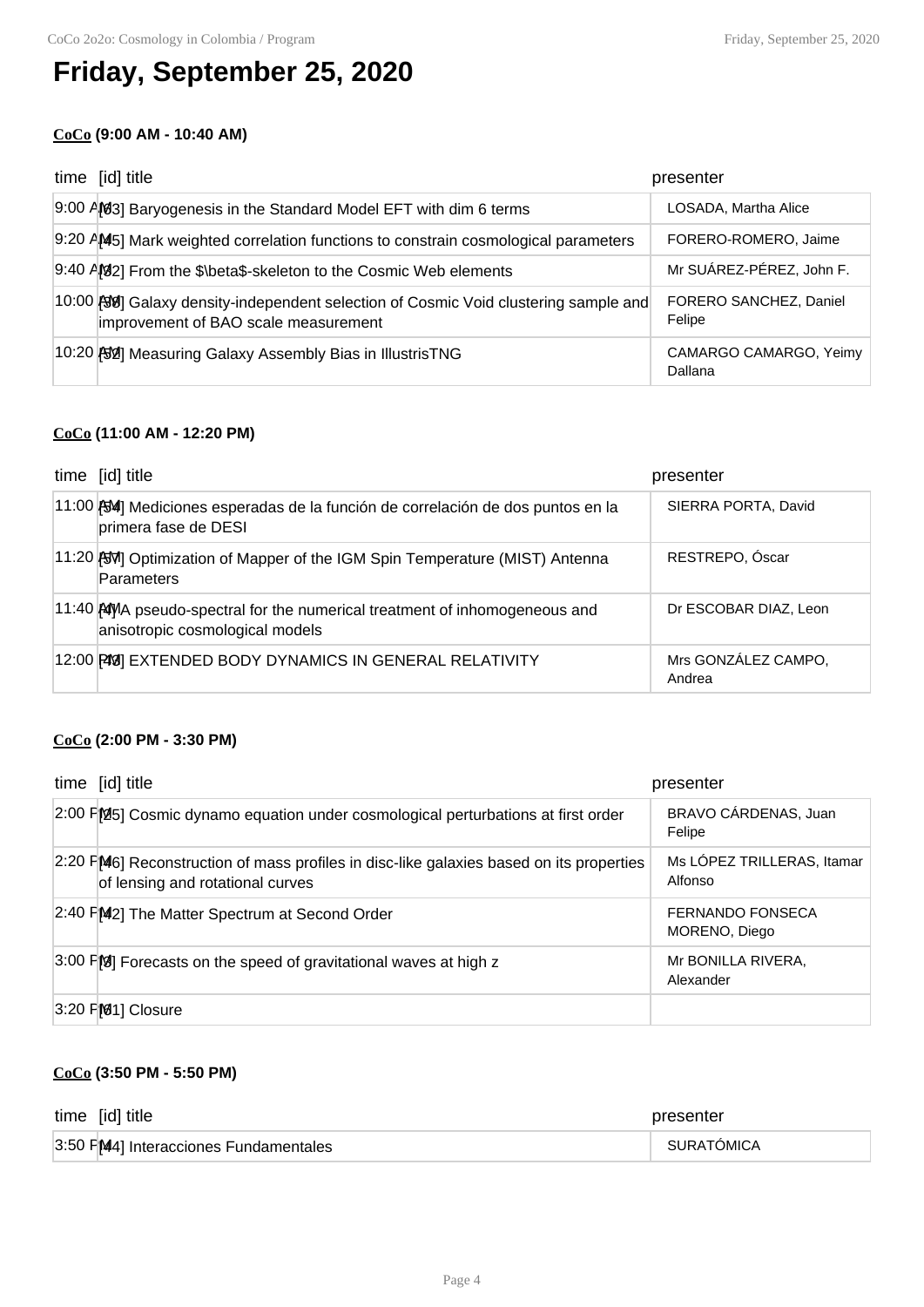# Friday, September 25, 2020

### CoCo (9:00 AM - 10:40 AM)

| time | [id] title | presenter |
|---|---|---|
| 9:00 AM | [63] Baryogenesis in the Standard Model EFT with dim 6 terms | LOSADA, Martha Alice |
| 9:20 AM | [45] Mark weighted correlation functions to constrain cosmological parameters | FORERO-ROMERO, Jaime |
| 9:40 AM | [32] From the $\beta$-skeleton to the Cosmic Web elements | Mr SUÁREZ-PÉREZ, John F. |
| 10:00 AM | [38] Galaxy density-independent selection of Cosmic Void clustering sample and improvement of BAO scale measurement | FORERO SANCHEZ, Daniel Felipe |
| 10:20 AM | [52] Measuring Galaxy Assembly Bias in IllustrisTNG | CAMARGO CAMARGO, Yeimy Dallana |

### CoCo (11:00 AM - 12:20 PM)

| time | [id] title | presenter |
|---|---|---|
| 11:00 AM | [54] Mediciones esperadas de la función de correlación de dos puntos en la primera fase de DESI | SIERRA PORTA, David |
| 11:20 AM | [57] Optimization of Mapper of the IGM Spin Temperature (MIST) Antenna Parameters | RESTREPO, Óscar |
| 11:40 AM | [4] A pseudo-spectral for the numerical treatment of inhomogeneous and anisotropic cosmological models | Dr ESCOBAR DIAZ, Leon |
| 12:00 PM | [43] EXTENDED BODY DYNAMICS IN GENERAL RELATIVITY | Mrs GONZÁLEZ CAMPO, Andrea |

### CoCo (2:00 PM - 3:30 PM)

| time | [id] title | presenter |
|---|---|---|
| 2:00 PM | [25] Cosmic dynamo equation under cosmological perturbations at first order | BRAVO CÁRDENAS, Juan Felipe |
| 2:20 PM | [46] Reconstruction of mass profiles in disc-like galaxies based on its properties of lensing and rotational curves | Ms LÓPEZ TRILLERAS, Itamar Alfonso |
| 2:40 PM | [42] The Matter Spectrum at Second Order | FERNANDO FONSECA MORENO, Diego |
| 3:00 PM | [8] Forecasts on the speed of gravitational waves at high z | Mr BONILLA RIVERA, Alexander |
| 3:20 PM | [61] Closure | |

### CoCo (3:50 PM - 5:50 PM)

| time | [id] title | presenter |
|---|---|---|
| 3:50 PM | [44] Interacciones Fundamentales | SURATÓMICA |